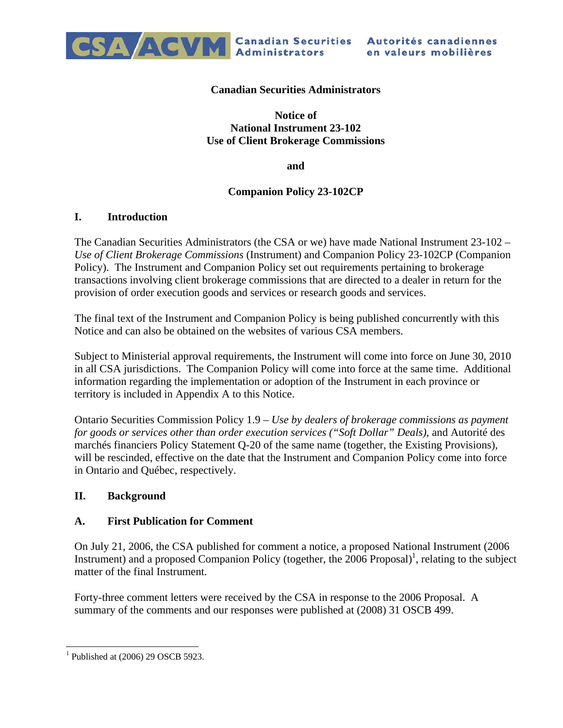CSA/ACVM Canadian Securities Administrators Autorités canadiennes en valeurs mobilières

**Canadian Securities Administrators**

**Notice of**
**National Instrument 23-102**
**Use of Client Brokerage Commissions**

**and**

**Companion Policy 23-102CP**

## I. Introduction

The Canadian Securities Administrators (the CSA or we) have made National Instrument 23-102 – *Use of Client Brokerage Commissions* (Instrument) and Companion Policy 23-102CP (Companion Policy). The Instrument and Companion Policy set out requirements pertaining to brokerage transactions involving client brokerage commissions that are directed to a dealer in return for the provision of order execution goods and services or research goods and services.

The final text of the Instrument and Companion Policy is being published concurrently with this Notice and can also be obtained on the websites of various CSA members.

Subject to Ministerial approval requirements, the Instrument will come into force on June 30, 2010 in all CSA jurisdictions. The Companion Policy will come into force at the same time. Additional information regarding the implementation or adoption of the Instrument in each province or territory is included in Appendix A to this Notice.

Ontario Securities Commission Policy 1.9 – *Use by dealers of brokerage commissions as payment for goods or services other than order execution services ("Soft Dollar" Deals)*, and Autorité des marchés financiers Policy Statement Q-20 of the same name (together, the Existing Provisions), will be rescinded, effective on the date that the Instrument and Companion Policy come into force in Ontario and Québec, respectively.

## II. Background

### A. First Publication for Comment

On July 21, 2006, the CSA published for comment a notice, a proposed National Instrument (2006 Instrument) and a proposed Companion Policy (together, the 2006 Proposal)[1], relating to the subject matter of the final Instrument.

Forty-three comment letters were received by the CSA in response to the 2006 Proposal. A summary of the comments and our responses were published at (2008) 31 OSCB 499.

[1] Published at (2006) 29 OSCB 5923.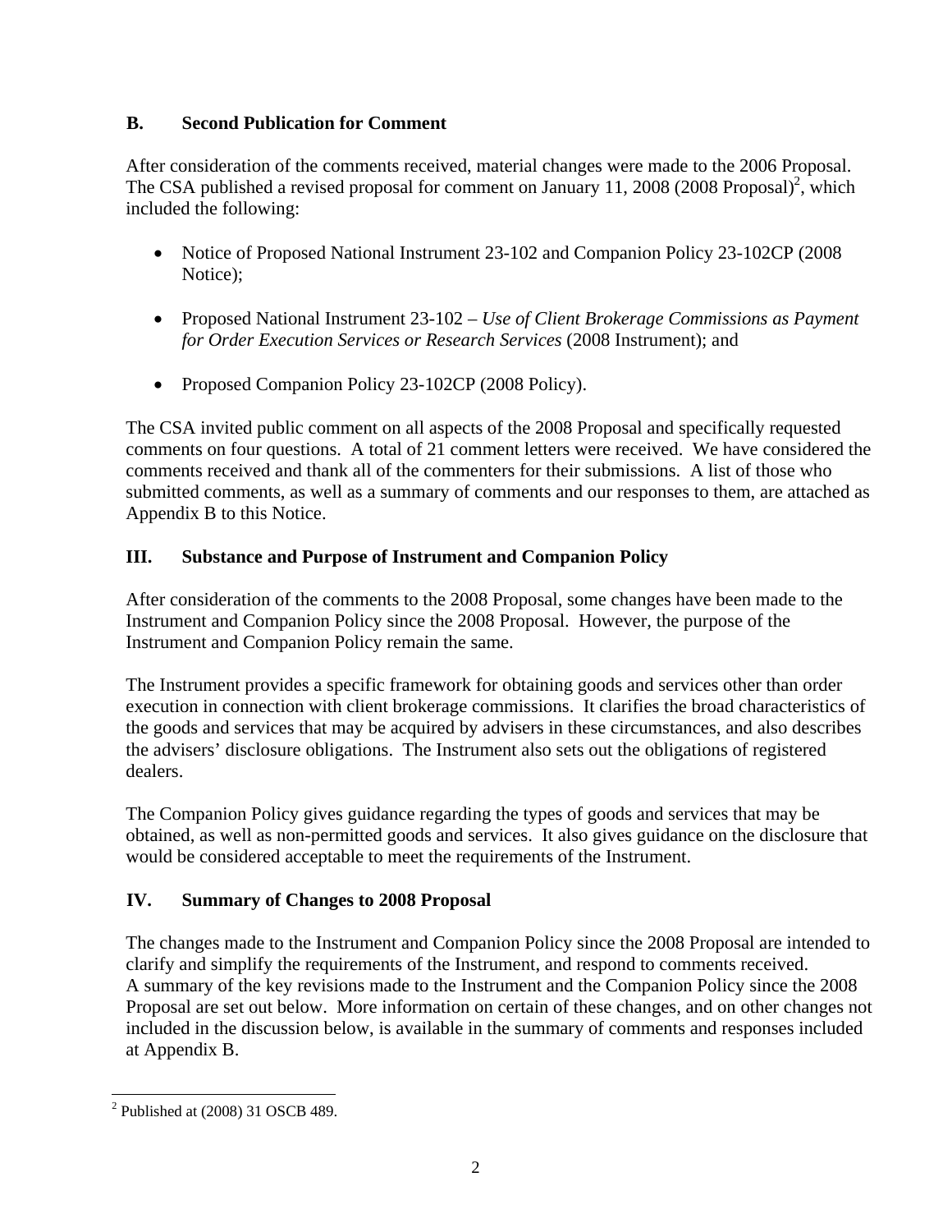### B. Second Publication for Comment

After consideration of the comments received, material changes were made to the 2006 Proposal. The CSA published a revised proposal for comment on January 11, 2008 (2008 Proposal)[2], which included the following:

- Notice of Proposed National Instrument 23-102 and Companion Policy 23-102CP (2008 Notice);
- Proposed National Instrument 23-102 – *Use of Client Brokerage Commissions as Payment for Order Execution Services or Research Services* (2008 Instrument); and
- Proposed Companion Policy 23-102CP (2008 Policy).

The CSA invited public comment on all aspects of the 2008 Proposal and specifically requested comments on four questions. A total of 21 comment letters were received. We have considered the comments received and thank all of the commenters for their submissions. A list of those who submitted comments, as well as a summary of comments and our responses to them, are attached as Appendix B to this Notice.

## III. Substance and Purpose of Instrument and Companion Policy

After consideration of the comments to the 2008 Proposal, some changes have been made to the Instrument and Companion Policy since the 2008 Proposal. However, the purpose of the Instrument and Companion Policy remain the same.

The Instrument provides a specific framework for obtaining goods and services other than order execution in connection with client brokerage commissions. It clarifies the broad characteristics of the goods and services that may be acquired by advisers in these circumstances, and also describes the advisers' disclosure obligations. The Instrument also sets out the obligations of registered dealers.

The Companion Policy gives guidance regarding the types of goods and services that may be obtained, as well as non-permitted goods and services. It also gives guidance on the disclosure that would be considered acceptable to meet the requirements of the Instrument.

## IV. Summary of Changes to 2008 Proposal

The changes made to the Instrument and Companion Policy since the 2008 Proposal are intended to clarify and simplify the requirements of the Instrument, and respond to comments received. A summary of the key revisions made to the Instrument and the Companion Policy since the 2008 Proposal are set out below. More information on certain of these changes, and on other changes not included in the discussion below, is available in the summary of comments and responses included at Appendix B.

---

[2] Published at (2008) 31 OSCB 489.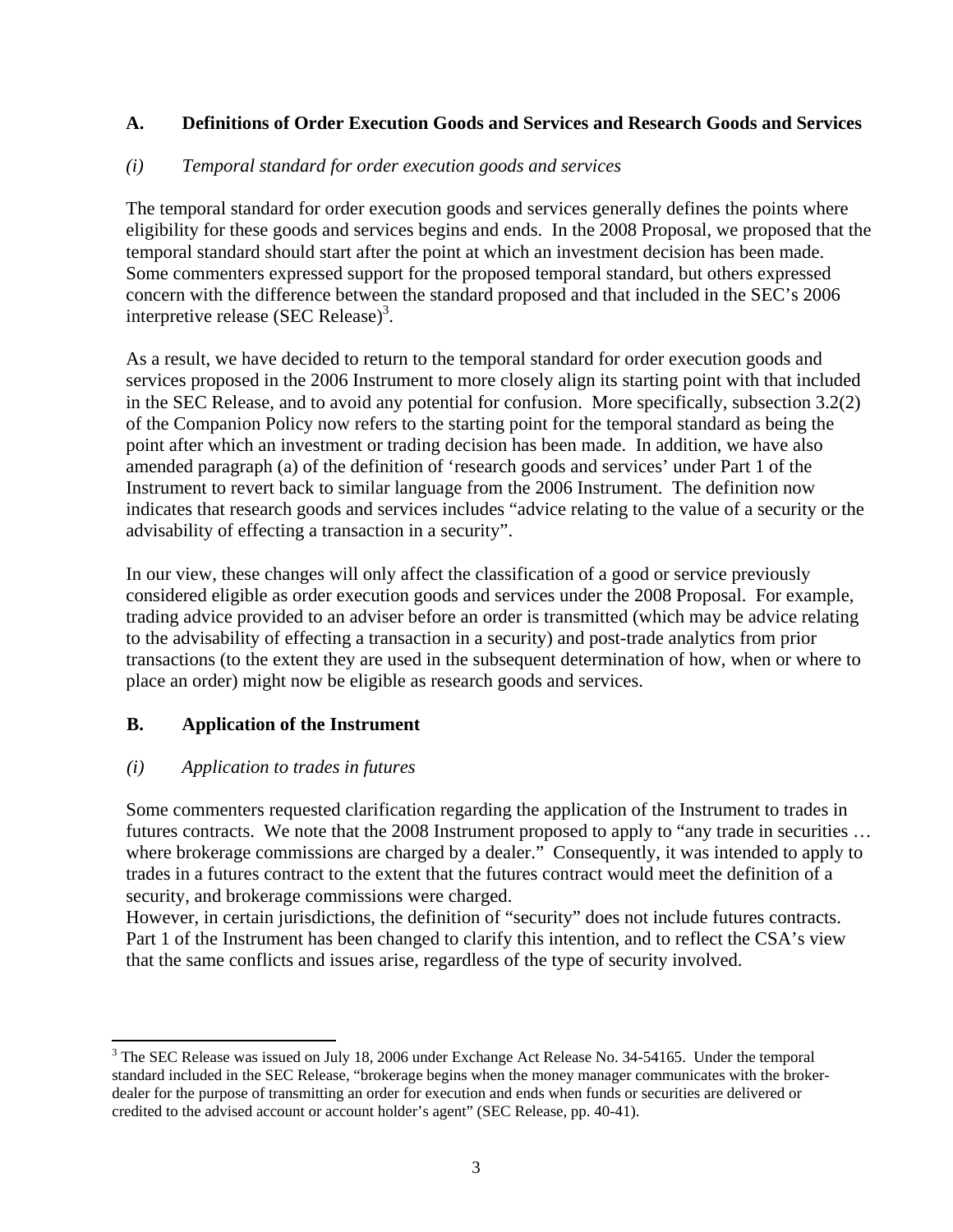## A. Definitions of Order Execution Goods and Services and Research Goods and Services

### *(i) Temporal standard for order execution goods and services*

The temporal standard for order execution goods and services generally defines the points where eligibility for these goods and services begins and ends. In the 2008 Proposal, we proposed that the temporal standard should start after the point at which an investment decision has been made. Some commenters expressed support for the proposed temporal standard, but others expressed concern with the difference between the standard proposed and that included in the SEC's 2006 interpretive release (SEC Release)[3].

As a result, we have decided to return to the temporal standard for order execution goods and services proposed in the 2006 Instrument to more closely align its starting point with that included in the SEC Release, and to avoid any potential for confusion. More specifically, subsection 3.2(2) of the Companion Policy now refers to the starting point for the temporal standard as being the point after which an investment or trading decision has been made. In addition, we have also amended paragraph (a) of the definition of 'research goods and services' under Part 1 of the Instrument to revert back to similar language from the 2006 Instrument. The definition now indicates that research goods and services includes "advice relating to the value of a security or the advisability of effecting a transaction in a security".

In our view, these changes will only affect the classification of a good or service previously considered eligible as order execution goods and services under the 2008 Proposal. For example, trading advice provided to an adviser before an order is transmitted (which may be advice relating to the advisability of effecting a transaction in a security) and post-trade analytics from prior transactions (to the extent they are used in the subsequent determination of how, when or where to place an order) might now be eligible as research goods and services.

## B. Application of the Instrument

### *(i) Application to trades in futures*

Some commenters requested clarification regarding the application of the Instrument to trades in futures contracts. We note that the 2008 Instrument proposed to apply to "any trade in securities … where brokerage commissions are charged by a dealer." Consequently, it was intended to apply to trades in a futures contract to the extent that the futures contract would meet the definition of a security, and brokerage commissions were charged.
However, in certain jurisdictions, the definition of "security" does not include futures contracts. Part 1 of the Instrument has been changed to clarify this intention, and to reflect the CSA's view that the same conflicts and issues arise, regardless of the type of security involved.

---

[3] The SEC Release was issued on July 18, 2006 under Exchange Act Release No. 34-54165. Under the temporal standard included in the SEC Release, "brokerage begins when the money manager communicates with the broker-dealer for the purpose of transmitting an order for execution and ends when funds or securities are delivered or credited to the advised account or account holder's agent" (SEC Release, pp. 40-41).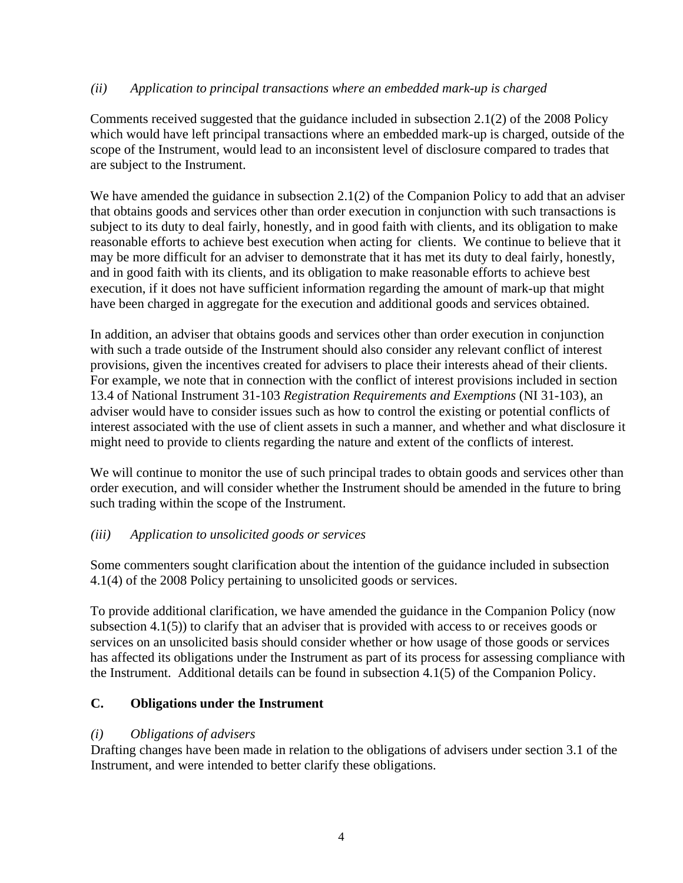### *(ii) Application to principal transactions where an embedded mark-up is charged*

Comments received suggested that the guidance included in subsection 2.1(2) of the 2008 Policy which would have left principal transactions where an embedded mark-up is charged, outside of the scope of the Instrument, would lead to an inconsistent level of disclosure compared to trades that are subject to the Instrument.

We have amended the guidance in subsection 2.1(2) of the Companion Policy to add that an adviser that obtains goods and services other than order execution in conjunction with such transactions is subject to its duty to deal fairly, honestly, and in good faith with clients, and its obligation to make reasonable efforts to achieve best execution when acting for clients. We continue to believe that it may be more difficult for an adviser to demonstrate that it has met its duty to deal fairly, honestly, and in good faith with its clients, and its obligation to make reasonable efforts to achieve best execution, if it does not have sufficient information regarding the amount of mark-up that might have been charged in aggregate for the execution and additional goods and services obtained.

In addition, an adviser that obtains goods and services other than order execution in conjunction with such a trade outside of the Instrument should also consider any relevant conflict of interest provisions, given the incentives created for advisers to place their interests ahead of their clients. For example, we note that in connection with the conflict of interest provisions included in section 13.4 of National Instrument 31-103 *Registration Requirements and Exemptions* (NI 31-103), an adviser would have to consider issues such as how to control the existing or potential conflicts of interest associated with the use of client assets in such a manner, and whether and what disclosure it might need to provide to clients regarding the nature and extent of the conflicts of interest.

We will continue to monitor the use of such principal trades to obtain goods and services other than order execution, and will consider whether the Instrument should be amended in the future to bring such trading within the scope of the Instrument.

### *(iii) Application to unsolicited goods or services*

Some commenters sought clarification about the intention of the guidance included in subsection 4.1(4) of the 2008 Policy pertaining to unsolicited goods or services.

To provide additional clarification, we have amended the guidance in the Companion Policy (now subsection 4.1(5)) to clarify that an adviser that is provided with access to or receives goods or services on an unsolicited basis should consider whether or how usage of those goods or services has affected its obligations under the Instrument as part of its process for assessing compliance with the Instrument. Additional details can be found in subsection 4.1(5) of the Companion Policy.

## C. Obligations under the Instrument

### *(i) Obligations of advisers*

Drafting changes have been made in relation to the obligations of advisers under section 3.1 of the Instrument, and were intended to better clarify these obligations.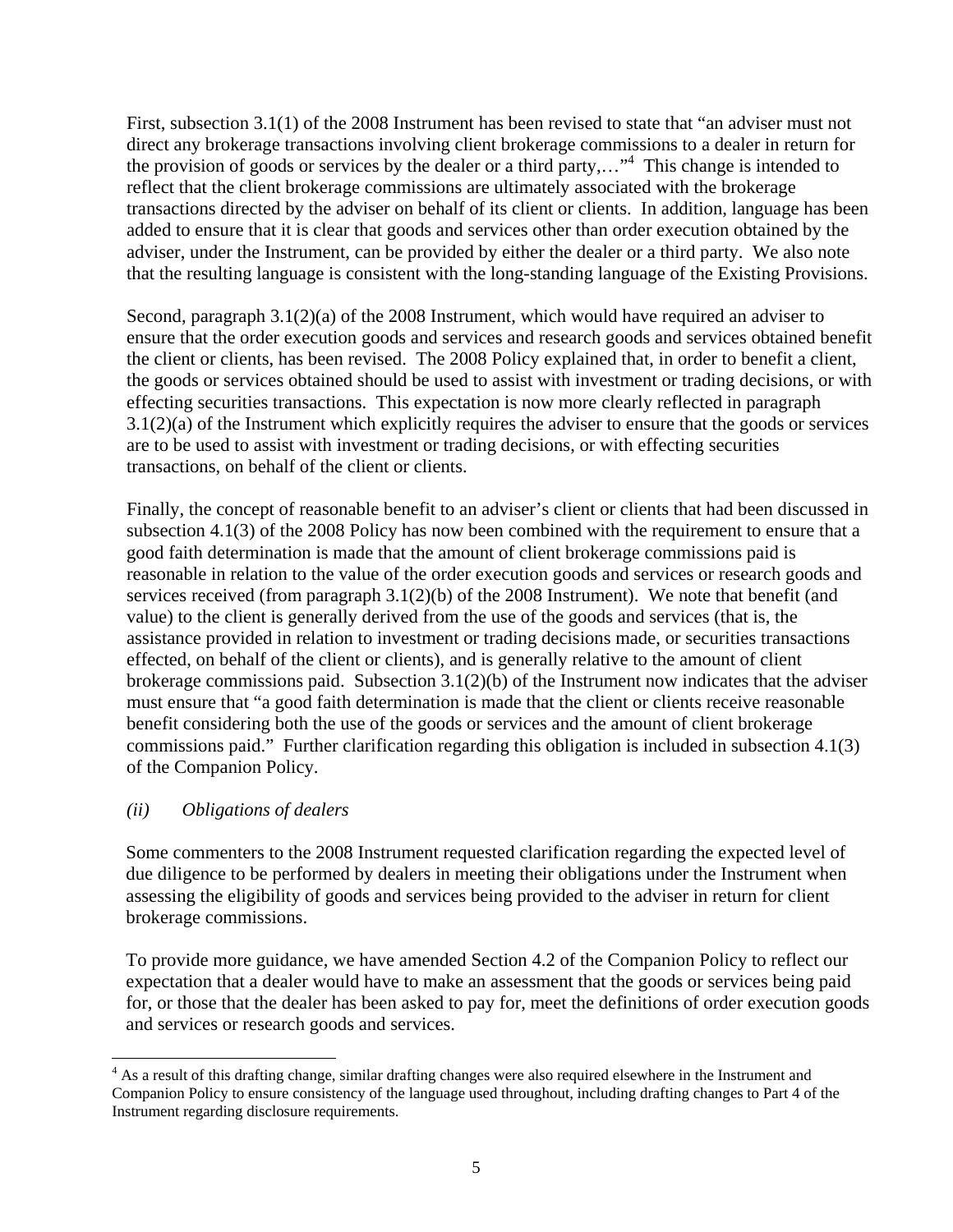First, subsection 3.1(1) of the 2008 Instrument has been revised to state that "an adviser must not direct any brokerage transactions involving client brokerage commissions to a dealer in return for the provision of goods or services by the dealer or a third party,…"[4] This change is intended to reflect that the client brokerage commissions are ultimately associated with the brokerage transactions directed by the adviser on behalf of its client or clients. In addition, language has been added to ensure that it is clear that goods and services other than order execution obtained by the adviser, under the Instrument, can be provided by either the dealer or a third party. We also note that the resulting language is consistent with the long-standing language of the Existing Provisions.

Second, paragraph 3.1(2)(a) of the 2008 Instrument, which would have required an adviser to ensure that the order execution goods and services and research goods and services obtained benefit the client or clients, has been revised. The 2008 Policy explained that, in order to benefit a client, the goods or services obtained should be used to assist with investment or trading decisions, or with effecting securities transactions. This expectation is now more clearly reflected in paragraph 3.1(2)(a) of the Instrument which explicitly requires the adviser to ensure that the goods or services are to be used to assist with investment or trading decisions, or with effecting securities transactions, on behalf of the client or clients.

Finally, the concept of reasonable benefit to an adviser's client or clients that had been discussed in subsection 4.1(3) of the 2008 Policy has now been combined with the requirement to ensure that a good faith determination is made that the amount of client brokerage commissions paid is reasonable in relation to the value of the order execution goods and services or research goods and services received (from paragraph 3.1(2)(b) of the 2008 Instrument). We note that benefit (and value) to the client is generally derived from the use of the goods and services (that is, the assistance provided in relation to investment or trading decisions made, or securities transactions effected, on behalf of the client or clients), and is generally relative to the amount of client brokerage commissions paid. Subsection 3.1(2)(b) of the Instrument now indicates that the adviser must ensure that "a good faith determination is made that the client or clients receive reasonable benefit considering both the use of the goods or services and the amount of client brokerage commissions paid." Further clarification regarding this obligation is included in subsection 4.1(3) of the Companion Policy.

*(ii) Obligations of dealers*

Some commenters to the 2008 Instrument requested clarification regarding the expected level of due diligence to be performed by dealers in meeting their obligations under the Instrument when assessing the eligibility of goods and services being provided to the adviser in return for client brokerage commissions.

To provide more guidance, we have amended Section 4.2 of the Companion Policy to reflect our expectation that a dealer would have to make an assessment that the goods or services being paid for, or those that the dealer has been asked to pay for, meet the definitions of order execution goods and services or research goods and services.

---

[4] As a result of this drafting change, similar drafting changes were also required elsewhere in the Instrument and Companion Policy to ensure consistency of the language used throughout, including drafting changes to Part 4 of the Instrument regarding disclosure requirements.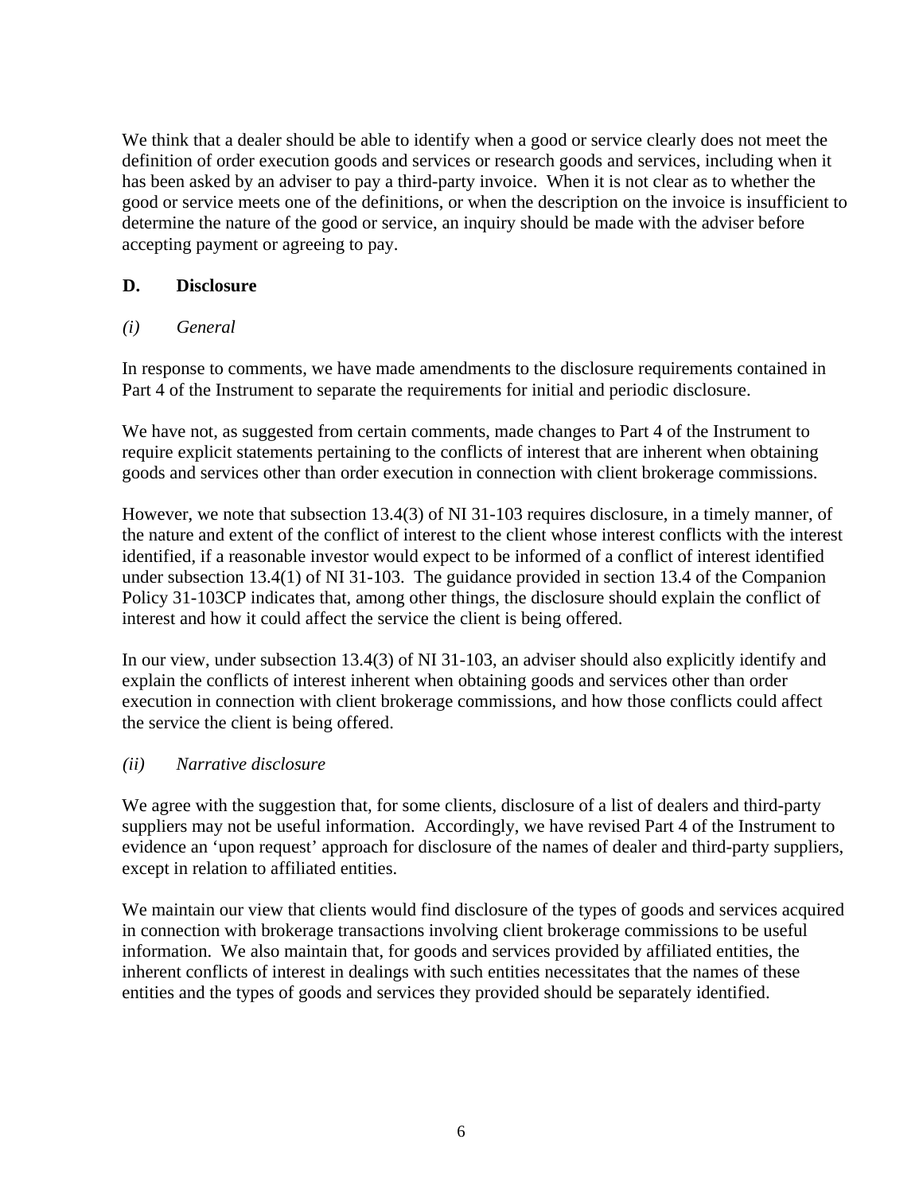We think that a dealer should be able to identify when a good or service clearly does not meet the definition of order execution goods and services or research goods and services, including when it has been asked by an adviser to pay a third-party invoice. When it is not clear as to whether the good or service meets one of the definitions, or when the description on the invoice is insufficient to determine the nature of the good or service, an inquiry should be made with the adviser before accepting payment or agreeing to pay.

## D. Disclosure

### *(i) General*

In response to comments, we have made amendments to the disclosure requirements contained in Part 4 of the Instrument to separate the requirements for initial and periodic disclosure.

We have not, as suggested from certain comments, made changes to Part 4 of the Instrument to require explicit statements pertaining to the conflicts of interest that are inherent when obtaining goods and services other than order execution in connection with client brokerage commissions.

However, we note that subsection 13.4(3) of NI 31-103 requires disclosure, in a timely manner, of the nature and extent of the conflict of interest to the client whose interest conflicts with the interest identified, if a reasonable investor would expect to be informed of a conflict of interest identified under subsection 13.4(1) of NI 31-103. The guidance provided in section 13.4 of the Companion Policy 31-103CP indicates that, among other things, the disclosure should explain the conflict of interest and how it could affect the service the client is being offered.

In our view, under subsection 13.4(3) of NI 31-103, an adviser should also explicitly identify and explain the conflicts of interest inherent when obtaining goods and services other than order execution in connection with client brokerage commissions, and how those conflicts could affect the service the client is being offered.

### *(ii) Narrative disclosure*

We agree with the suggestion that, for some clients, disclosure of a list of dealers and third-party suppliers may not be useful information. Accordingly, we have revised Part 4 of the Instrument to evidence an 'upon request' approach for disclosure of the names of dealer and third-party suppliers, except in relation to affiliated entities.

We maintain our view that clients would find disclosure of the types of goods and services acquired in connection with brokerage transactions involving client brokerage commissions to be useful information. We also maintain that, for goods and services provided by affiliated entities, the inherent conflicts of interest in dealings with such entities necessitates that the names of these entities and the types of goods and services they provided should be separately identified.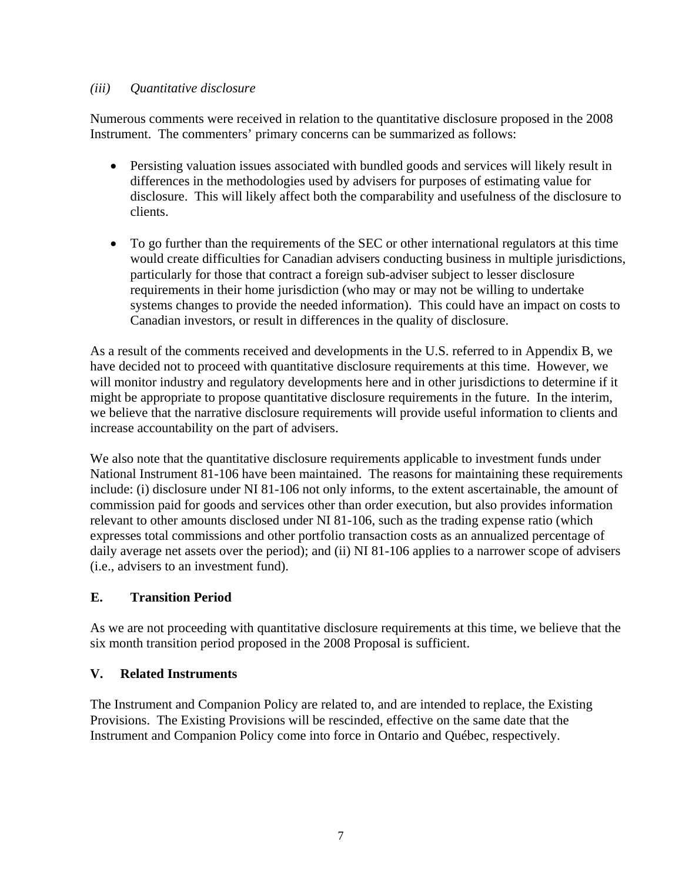*(iii) Quantitative disclosure*

Numerous comments were received in relation to the quantitative disclosure proposed in the 2008 Instrument. The commenters' primary concerns can be summarized as follows:

- Persisting valuation issues associated with bundled goods and services will likely result in differences in the methodologies used by advisers for purposes of estimating value for disclosure. This will likely affect both the comparability and usefulness of the disclosure to clients.

- To go further than the requirements of the SEC or other international regulators at this time would create difficulties for Canadian advisers conducting business in multiple jurisdictions, particularly for those that contract a foreign sub-adviser subject to lesser disclosure requirements in their home jurisdiction (who may or may not be willing to undertake systems changes to provide the needed information). This could have an impact on costs to Canadian investors, or result in differences in the quality of disclosure.

As a result of the comments received and developments in the U.S. referred to in Appendix B, we have decided not to proceed with quantitative disclosure requirements at this time. However, we will monitor industry and regulatory developments here and in other jurisdictions to determine if it might be appropriate to propose quantitative disclosure requirements in the future. In the interim, we believe that the narrative disclosure requirements will provide useful information to clients and increase accountability on the part of advisers.

We also note that the quantitative disclosure requirements applicable to investment funds under National Instrument 81-106 have been maintained. The reasons for maintaining these requirements include: (i) disclosure under NI 81-106 not only informs, to the extent ascertainable, the amount of commission paid for goods and services other than order execution, but also provides information relevant to other amounts disclosed under NI 81-106, such as the trading expense ratio (which expresses total commissions and other portfolio transaction costs as an annualized percentage of daily average net assets over the period); and (ii) NI 81-106 applies to a narrower scope of advisers (i.e., advisers to an investment fund).

## E. Transition Period

As we are not proceeding with quantitative disclosure requirements at this time, we believe that the six month transition period proposed in the 2008 Proposal is sufficient.

## V. Related Instruments

The Instrument and Companion Policy are related to, and are intended to replace, the Existing Provisions. The Existing Provisions will be rescinded, effective on the same date that the Instrument and Companion Policy come into force in Ontario and Québec, respectively.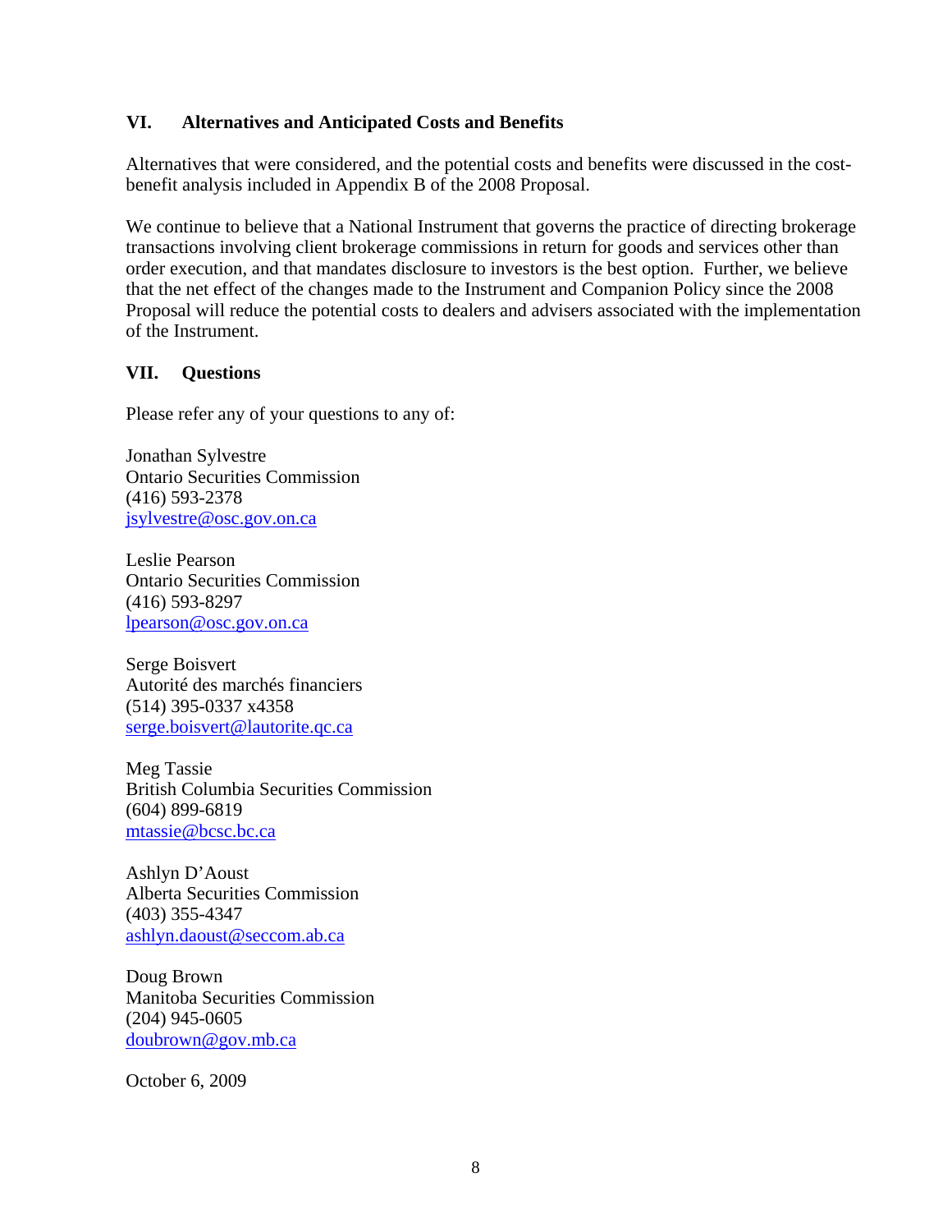## VI. Alternatives and Anticipated Costs and Benefits

Alternatives that were considered, and the potential costs and benefits were discussed in the cost-benefit analysis included in Appendix B of the 2008 Proposal.

We continue to believe that a National Instrument that governs the practice of directing brokerage transactions involving client brokerage commissions in return for goods and services other than order execution, and that mandates disclosure to investors is the best option. Further, we believe that the net effect of the changes made to the Instrument and Companion Policy since the 2008 Proposal will reduce the potential costs to dealers and advisers associated with the implementation of the Instrument.

## VII. Questions

Please refer any of your questions to any of:

Jonathan Sylvestre
Ontario Securities Commission
(416) 593-2378
jsylvestre@osc.gov.on.ca

Leslie Pearson
Ontario Securities Commission
(416) 593-8297
lpearson@osc.gov.on.ca

Serge Boisvert
Autorité des marchés financiers
(514) 395-0337 x4358
serge.boisvert@lautorite.qc.ca

Meg Tassie
British Columbia Securities Commission
(604) 899-6819
mtassie@bcsc.bc.ca

Ashlyn D'Aoust
Alberta Securities Commission
(403) 355-4347
ashlyn.daoust@seccom.ab.ca

Doug Brown
Manitoba Securities Commission
(204) 945-0605
doubrown@gov.mb.ca

October 6, 2009